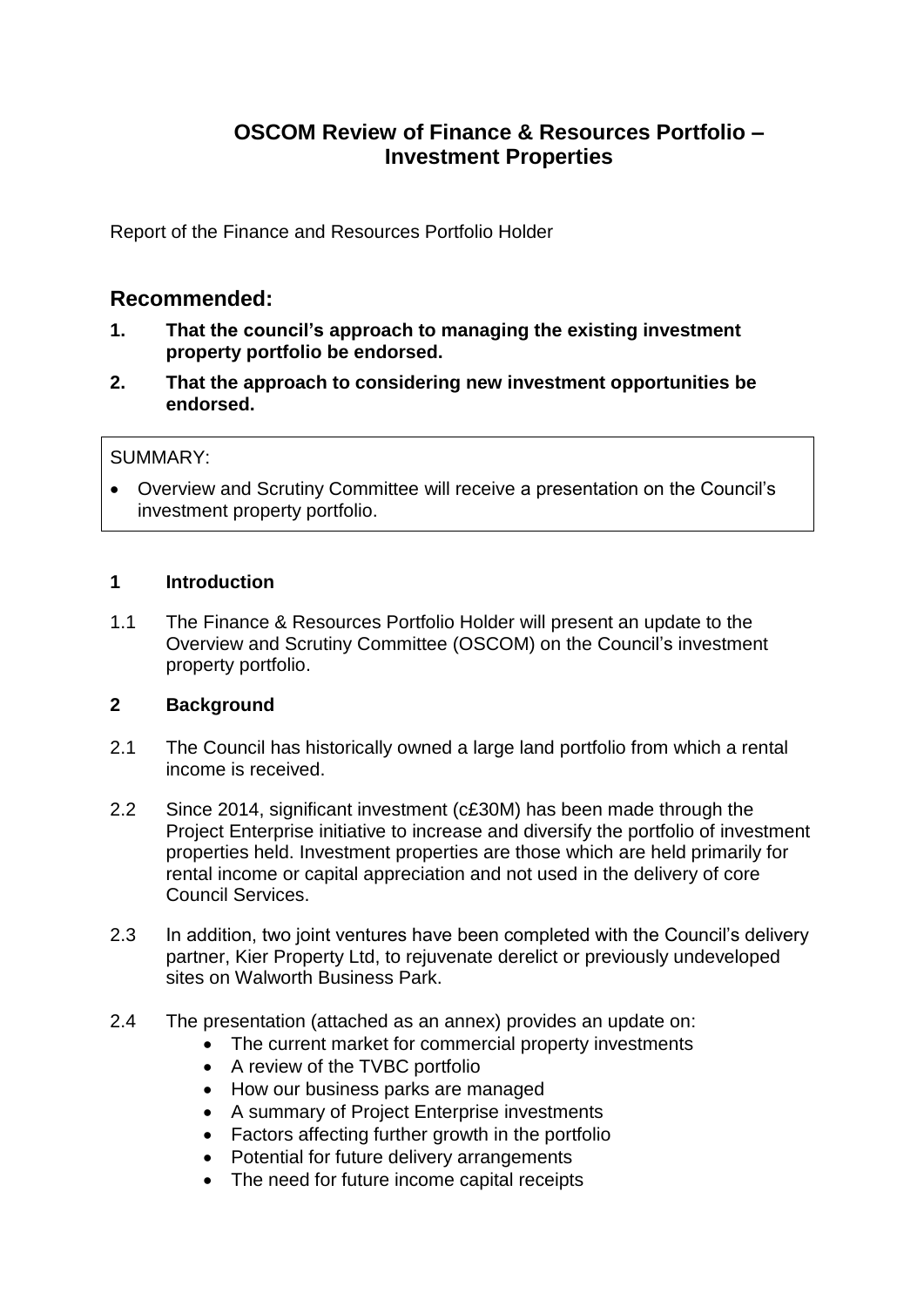# OSCOM Review of Finance & Resources Portfolio – Investment Properties

Report of the Finance and Resources Portfolio Holder

## Recommended:

1. **That the council's approach to managing the existing investment property portfolio be endorsed.**
2. **That the approach to considering new investment opportunities be endorsed.**

SUMMARY:

- Overview and Scrutiny Committee will receive a presentation on the Council's investment property portfolio.

### 1 Introduction

1.1 The Finance & Resources Portfolio Holder will present an update to the Overview and Scrutiny Committee (OSCOM) on the Council's investment property portfolio.

### 2 Background

2.1 The Council has historically owned a large land portfolio from which a rental income is received.

2.2 Since 2014, significant investment (c£30M) has been made through the Project Enterprise initiative to increase and diversify the portfolio of investment properties held. Investment properties are those which are held primarily for rental income or capital appreciation and not used in the delivery of core Council Services.

2.3 In addition, two joint ventures have been completed with the Council's delivery partner, Kier Property Ltd, to rejuvenate derelict or previously undeveloped sites on Walworth Business Park.

2.4 The presentation (attached as an annex) provides an update on:

- The current market for commercial property investments
- A review of the TVBC portfolio
- How our business parks are managed
- A summary of Project Enterprise investments
- Factors affecting further growth in the portfolio
- Potential for future delivery arrangements
- The need for future income capital receipts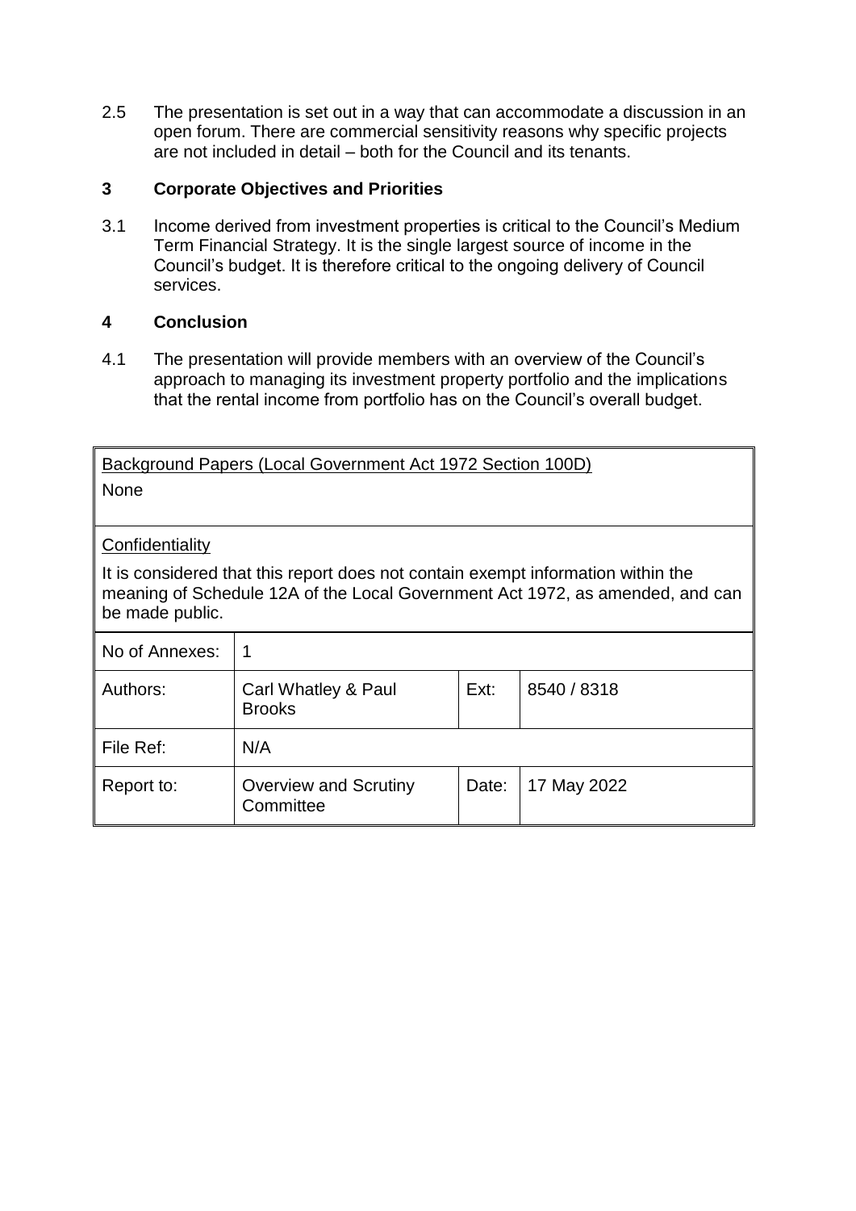2.5 The presentation is set out in a way that can accommodate a discussion in an open forum. There are commercial sensitivity reasons why specific projects are not included in detail – both for the Council and its tenants.

## 3 Corporate Objectives and Priorities

3.1 Income derived from investment properties is critical to the Council's Medium Term Financial Strategy. It is the single largest source of income in the Council's budget. It is therefore critical to the ongoing delivery of Council services.

## 4 Conclusion

4.1 The presentation will provide members with an overview of the Council's approach to managing its investment property portfolio and the implications that the rental income from portfolio has on the Council's overall budget.

Background Papers (Local Government Act 1972 Section 100D)

None

Confidentiality

It is considered that this report does not contain exempt information within the meaning of Schedule 12A of the Local Government Act 1972, as amended, and can be made public.

| | | | |
|---|---|---|---|
| No of Annexes: | 1 | | |
| Authors: | Carl Whatley & Paul Brooks | Ext: | 8540 / 8318 |
| File Ref: | N/A | | |
| Report to: | Overview and Scrutiny Committee | Date: | 17 May 2022 |